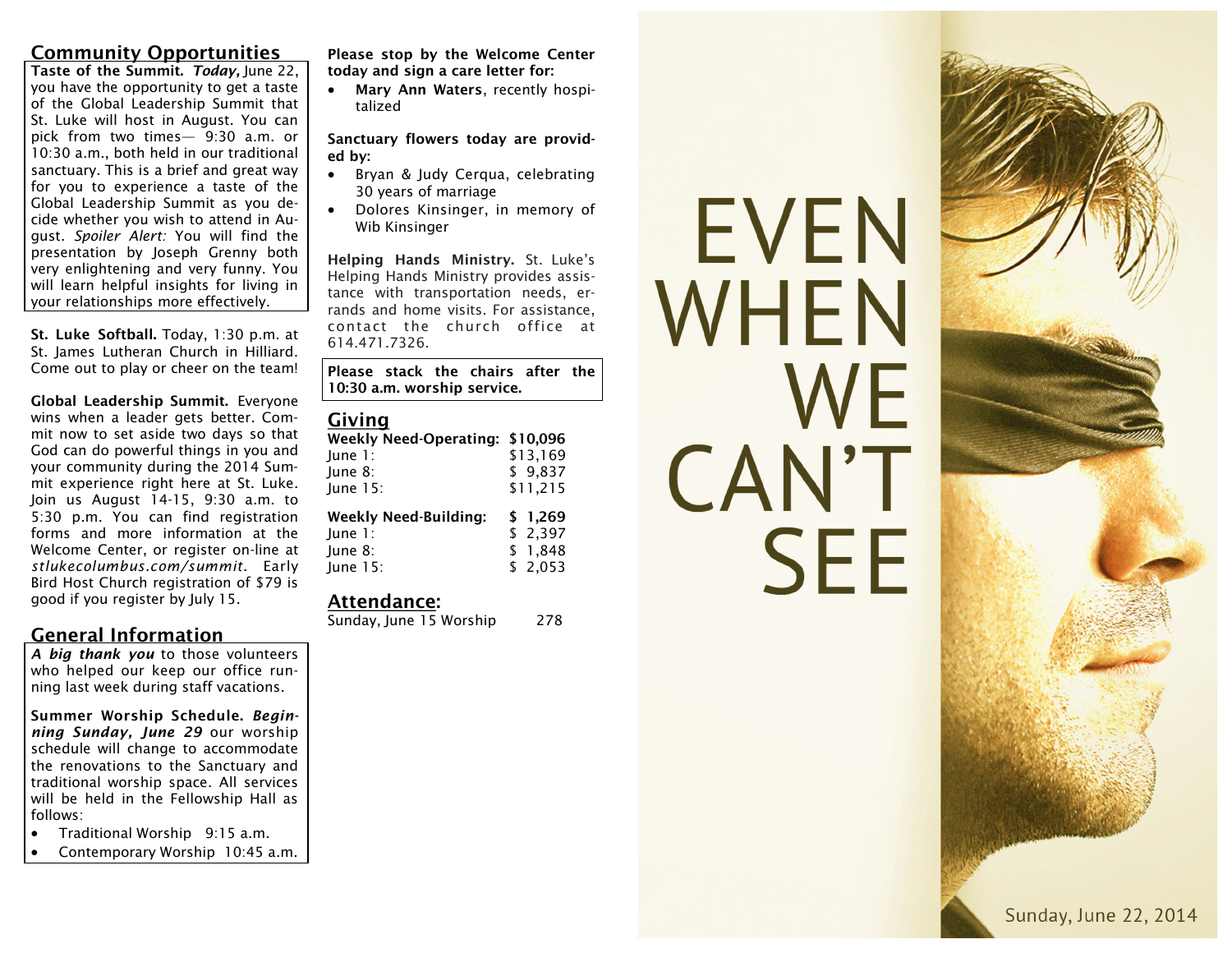## Community Opportunities

**Taste of the Summit.** ***Today,*** June 22, you have the opportunity to get a taste of the Global Leadership Summit that St. Luke will host in August. You can pick from two times— 9:30 a.m. or 10:30 a.m., both held in our traditional sanctuary. This is a brief and great way for you to experience a taste of the Global Leadership Summit as you decide whether you wish to attend in August. *Spoiler Alert:* You will find the presentation by Joseph Grenny both very enlightening and very funny. You will learn helpful insights for living in your relationships more effectively.

**St. Luke Softball.** Today, 1:30 p.m. at St. James Lutheran Church in Hilliard. Come out to play or cheer on the team!

**Global Leadership Summit.** Everyone wins when a leader gets better. Commit now to set aside two days so that God can do powerful things in you and your community during the 2014 Summit experience right here at St. Luke. Join us August 14-15, 9:30 a.m. to 5:30 p.m. You can find registration forms and more information at the Welcome Center, or register on-line at *stlukecolumbus.com/summit*. Early Bird Host Church registration of $79 is good if you register by July 15.

## General Information

***A big thank you*** to those volunteers who helped our keep our office running last week during staff vacations.

**Summer Worship Schedule.** ***Beginning Sunday, June 29*** our worship schedule will change to accommodate the renovations to the Sanctuary and traditional worship space. All services will be held in the Fellowship Hall as follows:

- Traditional Worship 9:15 a.m.
- Contemporary Worship 10:45 a.m.

**Please stop by the Welcome Center today and sign a care letter for:**

- **Mary Ann Waters**, recently hospitalized

**Sanctuary flowers today are provided by:**

- Bryan & Judy Cerqua, celebrating 30 years of marriage
- Dolores Kinsinger, in memory of Wib Kinsinger

**Helping Hands Ministry.** St. Luke's Helping Hands Ministry provides assistance with transportation needs, errands and home visits. For assistance, contact the church office at 614.471.7326.

**Please stack the chairs after the 10:30 a.m. worship service.**

## Giving

| **Weekly Need-Operating:** | **$10,096** |
|---|---|
| June 1: | $13,169 |
| June 8: | $ 9,837 |
| June 15: | $11,215 |
| **Weekly Need-Building:** | **$ 1,269** |
| June 1: | $ 2,397 |
| June 8: | $ 1,848 |
| June 15: | $ 2,053 |

## Attendance:

Sunday, June 15 Worship 278

# EVEN WHEN WE CAN'T SEE

Sunday, June 22, 2014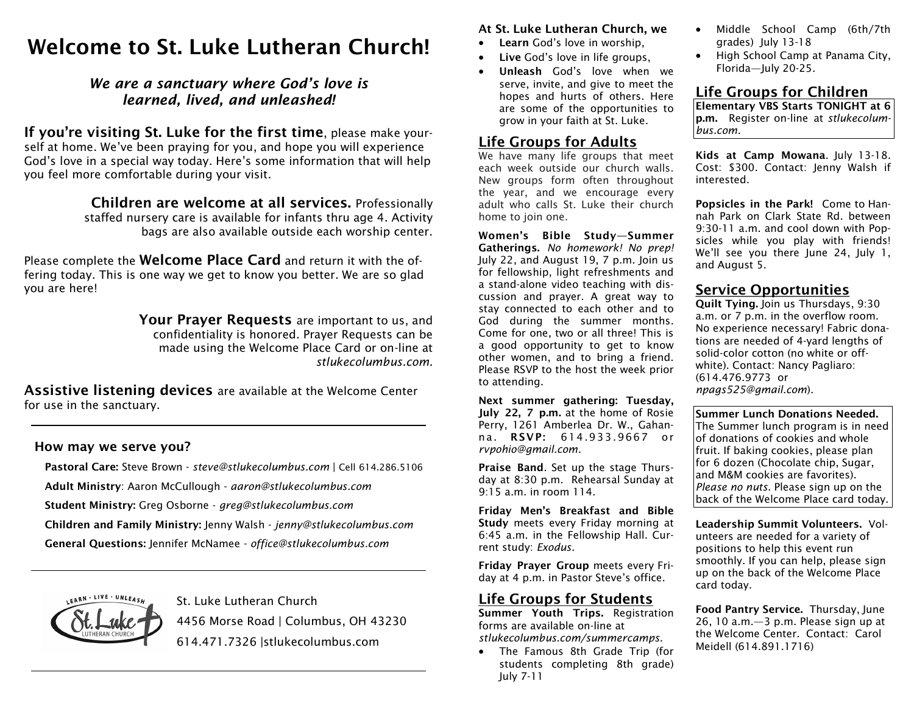# Welcome to St. Luke Lutheran Church!

***We are a sanctuary where God's love is learned, lived, and unleashed!***

**If you're visiting St. Luke for the first time**, please make yourself at home. We've been praying for you, and hope you will experience God's love in a special way today. Here's some information that will help you feel more comfortable during your visit.

**Children are welcome at all services.** Professionally staffed nursery care is available for infants thru age 4. Activity bags are also available outside each worship center.

Please complete the **Welcome Place Card** and return it with the offering today. This is one way we get to know you better. We are so glad you are here!

**Your Prayer Requests** are important to us, and confidentiality is honored. Prayer Requests can be made using the Welcome Place Card or on-line at *stlukecolumbus.com*.

**Assistive listening devices** are available at the Welcome Center for use in the sanctuary.

---

### How may we serve you?

**Pastoral Care:** Steve Brown - *steve@stlukecolumbus.com* | Cell 614.286.5106

**Adult Ministry**: Aaron McCullough - *aaron@stlukecolumbus.com*

**Student Ministry:** Greg Osborne - *greg@stlukecolumbus.com*

**Children and Family Ministry:** Jenny Walsh - *jenny@stlukecolumbus.com*

**General Questions:** Jennifer McNamee - *office@stlukecolumbus.com*

---

St. Luke Lutheran Church
4456 Morse Road | Columbus, OH 43230
614.471.7326 |stlukecolumbus.com

---

**At St. Luke Lutheran Church, we**

- **Learn** God's love in worship,
- **Live** God's love in life groups,
- **Unleash** God's love when we serve, invite, and give to meet the hopes and hurts of others. Here are some of the opportunities to grow in your faith at St. Luke.

## Life Groups for Adults

We have many life groups that meet each week outside our church walls. New groups form often throughout the year, and we encourage every adult who calls St. Luke their church home to join one.

**Women's Bible Study—Summer Gatherings.** *No homework! No prep!* July 22, and August 19, 7 p.m. Join us for fellowship, light refreshments and a stand-alone video teaching with discussion and prayer. A great way to stay connected to each other and to God during the summer months. Come for one, two or all three! This is a good opportunity to get to know other women, and to bring a friend. Please RSVP to the host the week prior to attending.

**Next summer gathering: Tuesday, July 22, 7 p.m.** at the home of Rosie Perry, 1261 Amberlea Dr. W., Gahanna. **RSVP:** 614.933.9667 or *rvpohio@gmail.com*.

**Praise Band**. Set up the stage Thursday at 8:30 p.m. Rehearsal Sunday at 9:15 a.m. in room 114.

**Friday Men's Breakfast and Bible Study** meets every Friday morning at 6:45 a.m. in the Fellowship Hall. Current study: *Exodus.*

**Friday Prayer Group** meets every Friday at 4 p.m. in Pastor Steve's office.

## Life Groups for Students

**Summer Youth Trips.** Registration forms are available on-line at *stlukecolumbus.com/summercamps.*

- The Famous 8th Grade Trip (for students completing 8th grade) July 7-11
- Middle School Camp (6th/7th grades) July 13-18
- High School Camp at Panama City, Florida—July 20-25.

## Life Groups for Children

**Elementary VBS Starts TONIGHT at 6 p.m.** Register on-line at *stlukecolumbus.com*.

**Kids at Camp Mowana**. July 13-18. Cost: $300. Contact: Jenny Walsh if interested.

**Popsicles in the Park!** Come to Hannah Park on Clark State Rd. between 9:30-11 a.m. and cool down with Popsicles while you play with friends! We'll see you there June 24, July 1, and August 5.

## Service Opportunities

**Quilt Tying.** Join us Thursdays, 9:30 a.m. or 7 p.m. in the overflow room. No experience necessary! Fabric donations are needed of 4-yard lengths of solid-color cotton (no white or off-white). Contact: Nancy Pagliaro: (614.476.9773 or *npags525@gmail.com*).

**Summer Lunch Donations Needed.** The Summer lunch program is in need of donations of cookies and whole fruit. If baking cookies, please plan for 6 dozen (Chocolate chip, Sugar, and M&M cookies are favorites). *Please no nuts*. Please sign up on the back of the Welcome Place card today.

**Leadership Summit Volunteers.** Volunteers are needed for a variety of positions to help this event run smoothly. If you can help, please sign up on the back of the Welcome Place card today.

**Food Pantry Service.** Thursday, June 26, 10 a.m.—3 p.m. Please sign up at the Welcome Center. Contact: Carol Meidell (614.891.1716)